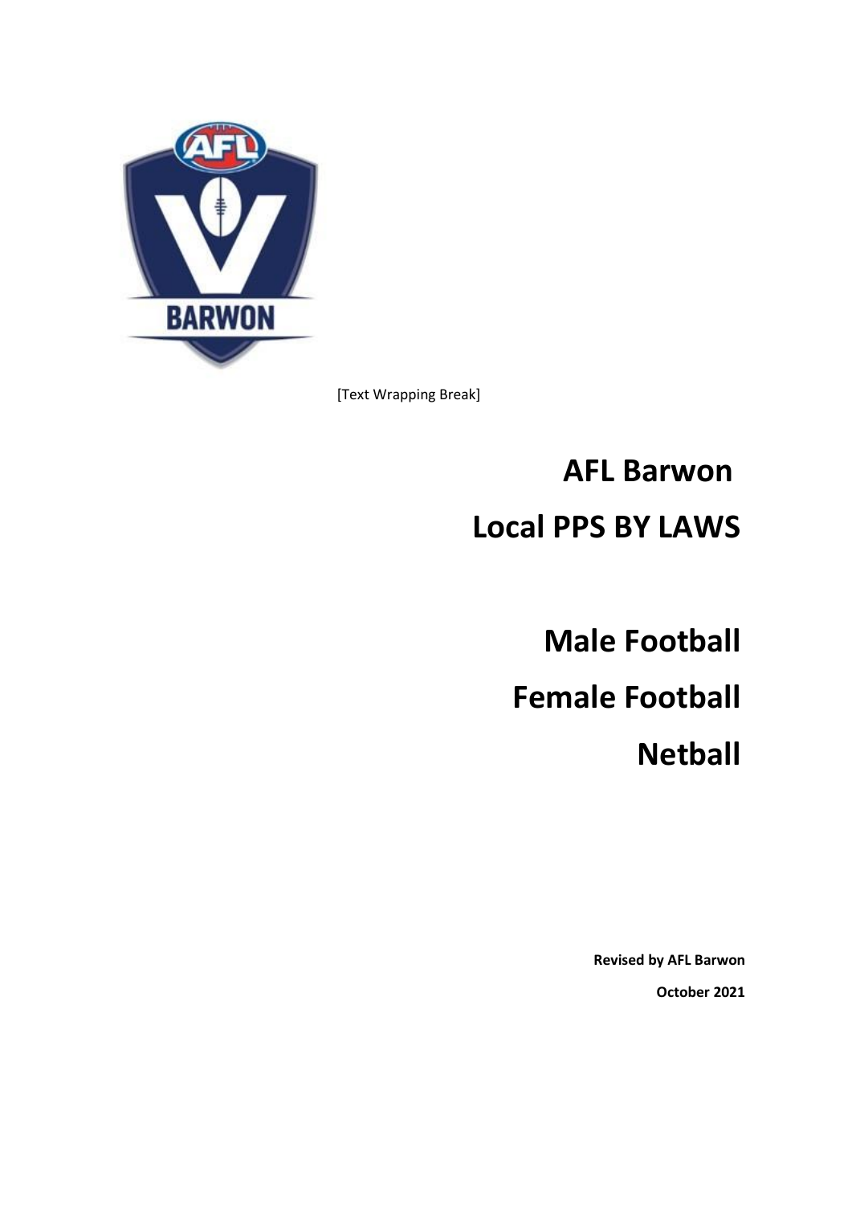[Text Wrapping Break]

# AFL Barwon

# Local PPS BY LAWS

## Male Football

## Female Football

## Netball

**Revised by AFL Barwon**

**October 2021**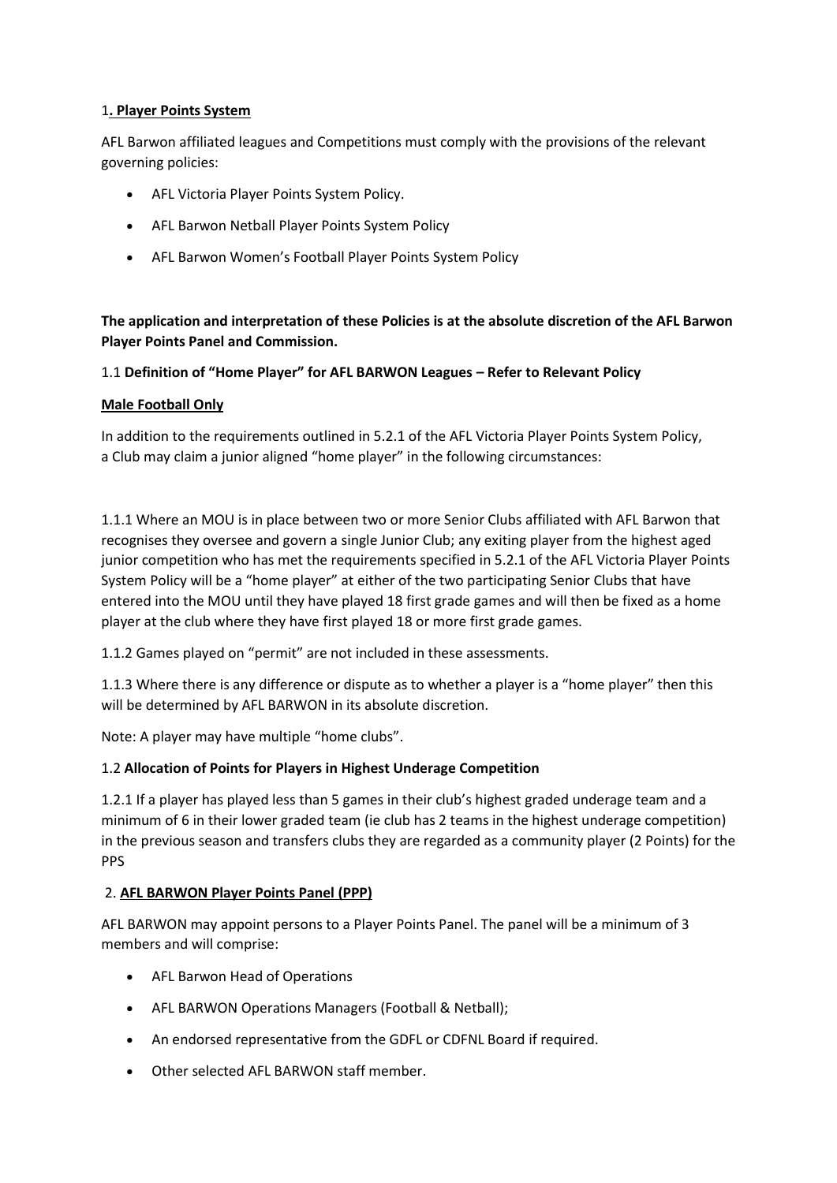## 1. **Player Points System**

AFL Barwon affiliated leagues and Competitions must comply with the provisions of the relevant governing policies:

- AFL Victoria Player Points System Policy.
- AFL Barwon Netball Player Points System Policy
- AFL Barwon Women's Football Player Points System Policy

**The application and interpretation of these Policies is at the absolute discretion of the AFL Barwon Player Points Panel and Commission.**

### 1.1 **Definition of "Home Player" for AFL BARWON Leagues – Refer to Relevant Policy**

**Male Football Only**

In addition to the requirements outlined in 5.2.1 of the AFL Victoria Player Points System Policy, a Club may claim a junior aligned "home player" in the following circumstances:

1.1.1 Where an MOU is in place between two or more Senior Clubs affiliated with AFL Barwon that recognises they oversee and govern a single Junior Club; any exiting player from the highest aged junior competition who has met the requirements specified in 5.2.1 of the AFL Victoria Player Points System Policy will be a "home player" at either of the two participating Senior Clubs that have entered into the MOU until they have played 18 first grade games and will then be fixed as a home player at the club where they have first played 18 or more first grade games.

1.1.2 Games played on "permit" are not included in these assessments.

1.1.3 Where there is any difference or dispute as to whether a player is a "home player" then this will be determined by AFL BARWON in its absolute discretion.

Note: A player may have multiple "home clubs".

### 1.2 **Allocation of Points for Players in Highest Underage Competition**

1.2.1 If a player has played less than 5 games in their club's highest graded underage team and a minimum of 6 in their lower graded team (ie club has 2 teams in the highest underage competition) in the previous season and transfers clubs they are regarded as a community player (2 Points) for the PPS

## 2. **AFL BARWON Player Points Panel (PPP)**

AFL BARWON may appoint persons to a Player Points Panel. The panel will be a minimum of 3 members and will comprise:

- AFL Barwon Head of Operations
- AFL BARWON Operations Managers (Football & Netball);
- An endorsed representative from the GDFL or CDFNL Board if required.
- Other selected AFL BARWON staff member.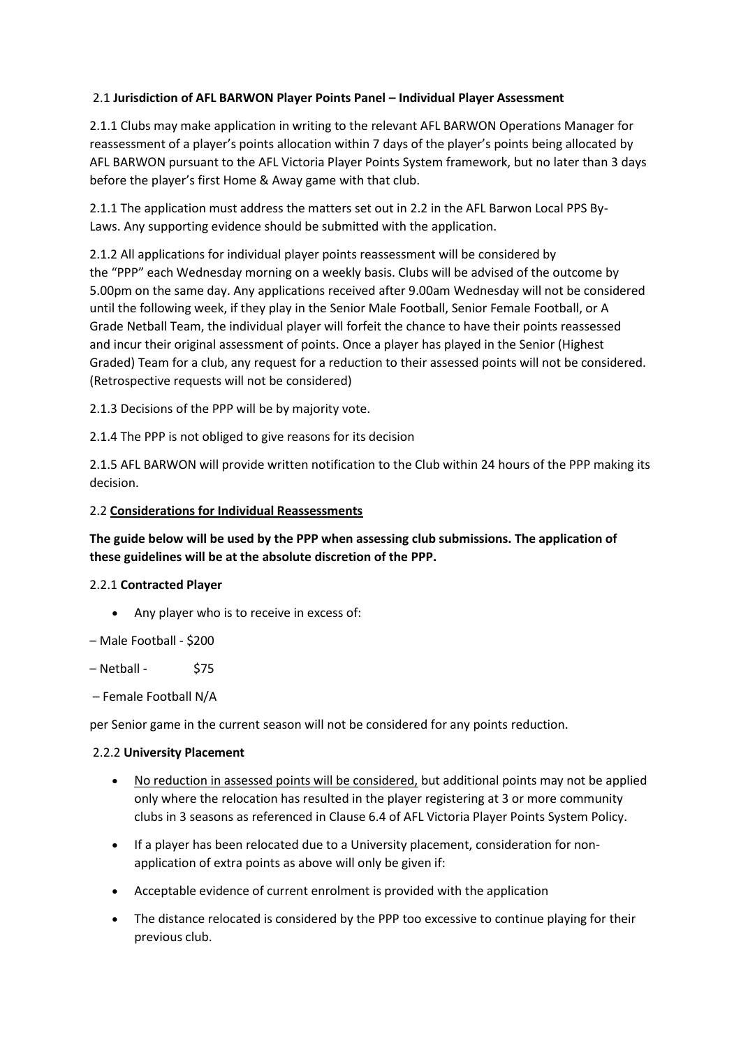2.1 **Jurisdiction of AFL BARWON Player Points Panel – Individual Player Assessment**

2.1.1 Clubs may make application in writing to the relevant AFL BARWON Operations Manager for reassessment of a player's points allocation within 7 days of the player's points being allocated by AFL BARWON pursuant to the AFL Victoria Player Points System framework, but no later than 3 days before the player's first Home & Away game with that club.

2.1.1 The application must address the matters set out in 2.2 in the AFL Barwon Local PPS By-Laws. Any supporting evidence should be submitted with the application.

2.1.2 All applications for individual player points reassessment will be considered by the "PPP" each Wednesday morning on a weekly basis. Clubs will be advised of the outcome by 5.00pm on the same day. Any applications received after 9.00am Wednesday will not be considered until the following week, if they play in the Senior Male Football, Senior Female Football, or A Grade Netball Team, the individual player will forfeit the chance to have their points reassessed and incur their original assessment of points. Once a player has played in the Senior (Highest Graded) Team for a club, any request for a reduction to their assessed points will not be considered. (Retrospective requests will not be considered)

2.1.3 Decisions of the PPP will be by majority vote.

2.1.4 The PPP is not obliged to give reasons for its decision

2.1.5 AFL BARWON will provide written notification to the Club within 24 hours of the PPP making its decision.

2.2 <u>**Considerations for Individual Reassessments**</u>

**The guide below will be used by the PPP when assessing club submissions. The application of these guidelines will be at the absolute discretion of the PPP.**

2.2.1 **Contracted Player**

- Any player who is to receive in excess of:

– Male Football - $200

– Netball - $75

– Female Football N/A

per Senior game in the current season will not be considered for any points reduction.

2.2.2 **University Placement**

- <u>No reduction in assessed points will be considered,</u> but additional points may not be applied only where the relocation has resulted in the player registering at 3 or more community clubs in 3 seasons as referenced in Clause 6.4 of AFL Victoria Player Points System Policy.
- If a player has been relocated due to a University placement, consideration for non-application of extra points as above will only be given if:
- Acceptable evidence of current enrolment is provided with the application
- The distance relocated is considered by the PPP too excessive to continue playing for their previous club.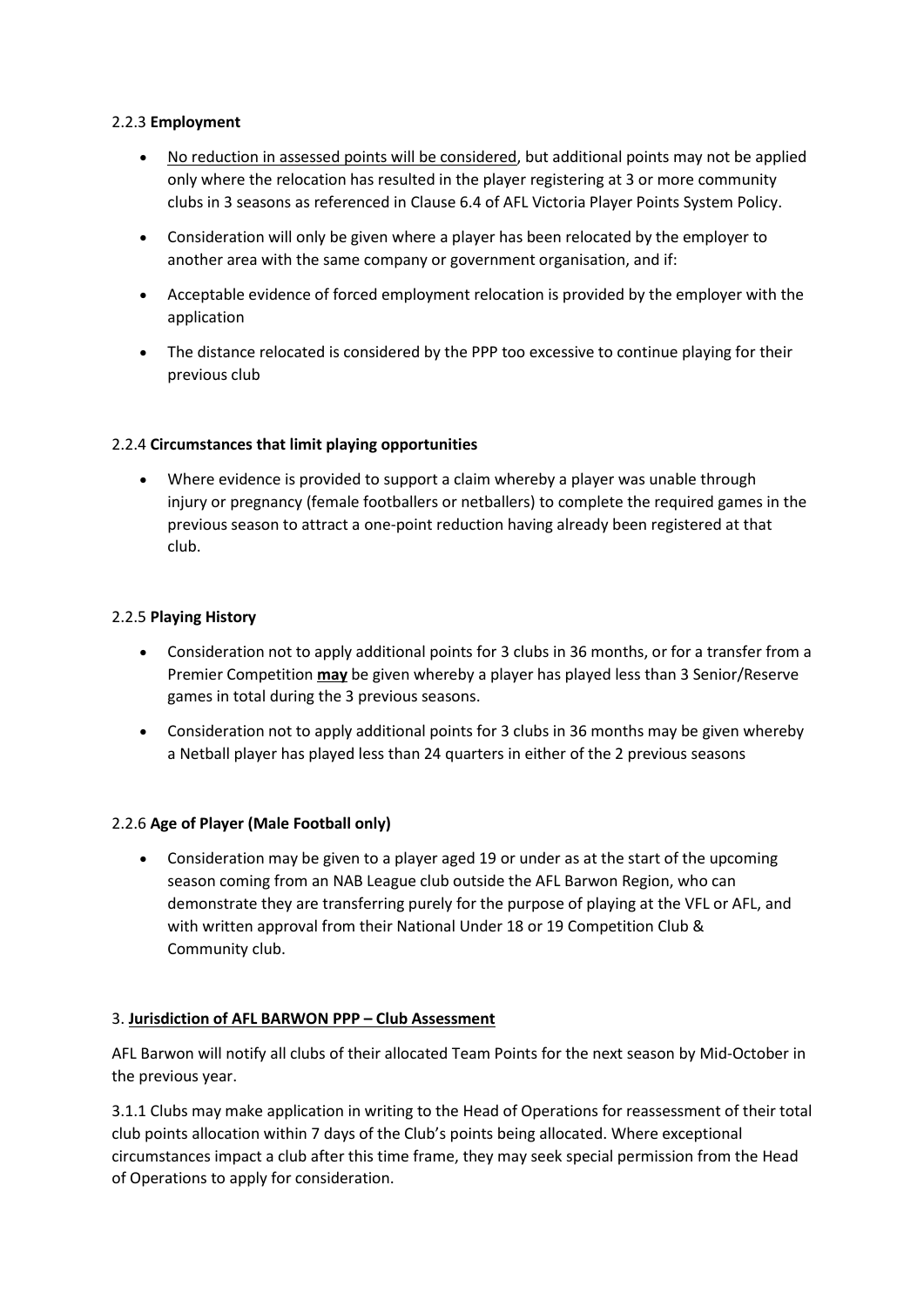2.2.3 **Employment**

- <u>No reduction in assessed points will be considered</u>, but additional points may not be applied only where the relocation has resulted in the player registering at 3 or more community clubs in 3 seasons as referenced in Clause 6.4 of AFL Victoria Player Points System Policy.
- Consideration will only be given where a player has been relocated by the employer to another area with the same company or government organisation, and if:
- Acceptable evidence of forced employment relocation is provided by the employer with the application
- The distance relocated is considered by the PPP too excessive to continue playing for their previous club

2.2.4 **Circumstances that limit playing opportunities**

- Where evidence is provided to support a claim whereby a player was unable through injury or pregnancy (female footballers or netballers) to complete the required games in the previous season to attract a one-point reduction having already been registered at that club.

2.2.5 **Playing History**

- Consideration not to apply additional points for 3 clubs in 36 months, or for a transfer from a Premier Competition <u>**may**</u> be given whereby a player has played less than 3 Senior/Reserve games in total during the 3 previous seasons.
- Consideration not to apply additional points for 3 clubs in 36 months may be given whereby a Netball player has played less than 24 quarters in either of the 2 previous seasons

2.2.6 **Age of Player (Male Football only)**

- Consideration may be given to a player aged 19 or under as at the start of the upcoming season coming from an NAB League club outside the AFL Barwon Region, who can demonstrate they are transferring purely for the purpose of playing at the VFL or AFL, and with written approval from their National Under 18 or 19 Competition Club & Community club.

3. **<u>Jurisdiction of AFL BARWON PPP – Club Assessment</u>**

AFL Barwon will notify all clubs of their allocated Team Points for the next season by Mid-October in the previous year.

3.1.1 Clubs may make application in writing to the Head of Operations for reassessment of their total club points allocation within 7 days of the Club's points being allocated. Where exceptional circumstances impact a club after this time frame, they may seek special permission from the Head of Operations to apply for consideration.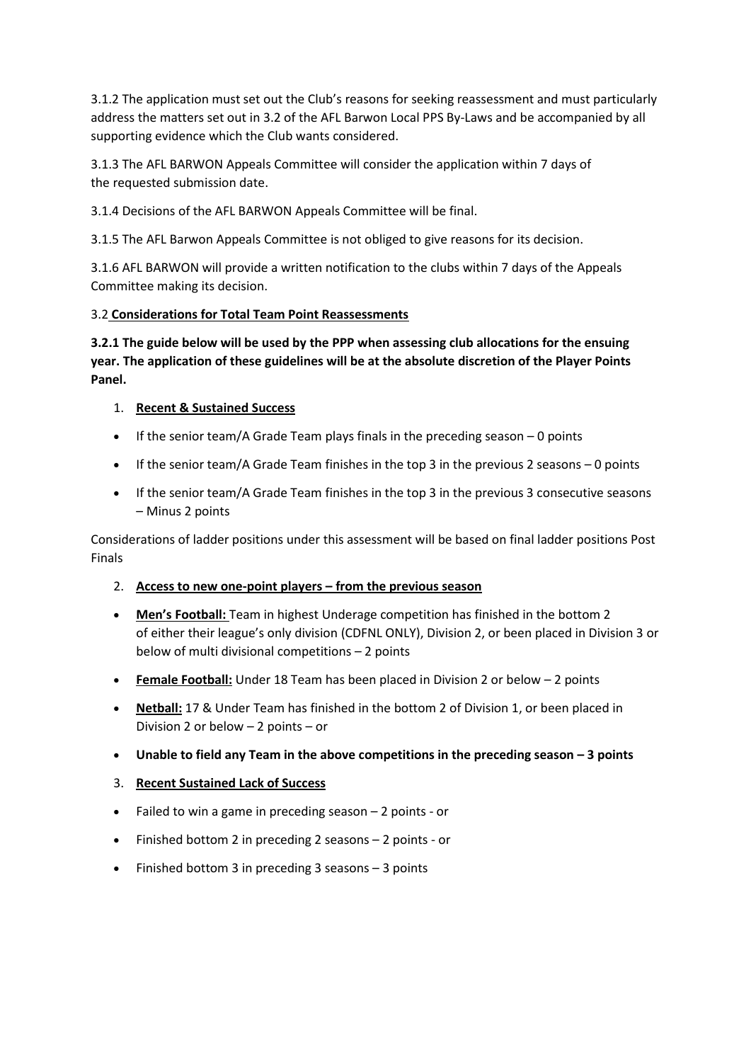3.1.2 The application must set out the Club's reasons for seeking reassessment and must particularly address the matters set out in 3.2 of the AFL Barwon Local PPS By-Laws and be accompanied by all supporting evidence which the Club wants considered.

3.1.3 The AFL BARWON Appeals Committee will consider the application within 7 days of the requested submission date.

3.1.4 Decisions of the AFL BARWON Appeals Committee will be final.

3.1.5 The AFL Barwon Appeals Committee is not obliged to give reasons for its decision.

3.1.6 AFL BARWON will provide a written notification to the clubs within 7 days of the Appeals Committee making its decision.

3.2 **Considerations for Total Team Point Reassessments**

**3.2.1 The guide below will be used by the PPP when assessing club allocations for the ensuing year. The application of these guidelines will be at the absolute discretion of the Player Points Panel.**

1. **Recent & Sustained Success**

- If the senior team/A Grade Team plays finals in the preceding season – 0 points
- If the senior team/A Grade Team finishes in the top 3 in the previous 2 seasons – 0 points
- If the senior team/A Grade Team finishes in the top 3 in the previous 3 consecutive seasons – Minus 2 points

Considerations of ladder positions under this assessment will be based on final ladder positions Post Finals

2. **Access to new one-point players – from the previous season**

- **Men's Football:** Team in highest Underage competition has finished in the bottom 2 of either their league's only division (CDFNL ONLY), Division 2, or been placed in Division 3 or below of multi divisional competitions – 2 points
- **Female Football:** Under 18 Team has been placed in Division 2 or below – 2 points
- **Netball:** 17 & Under Team has finished in the bottom 2 of Division 1, or been placed in Division 2 or below – 2 points – or
- **Unable to field any Team in the above competitions in the preceding season – 3 points**

3. **Recent Sustained Lack of Success**

- Failed to win a game in preceding season – 2 points - or
- Finished bottom 2 in preceding 2 seasons – 2 points - or
- Finished bottom 3 in preceding 3 seasons – 3 points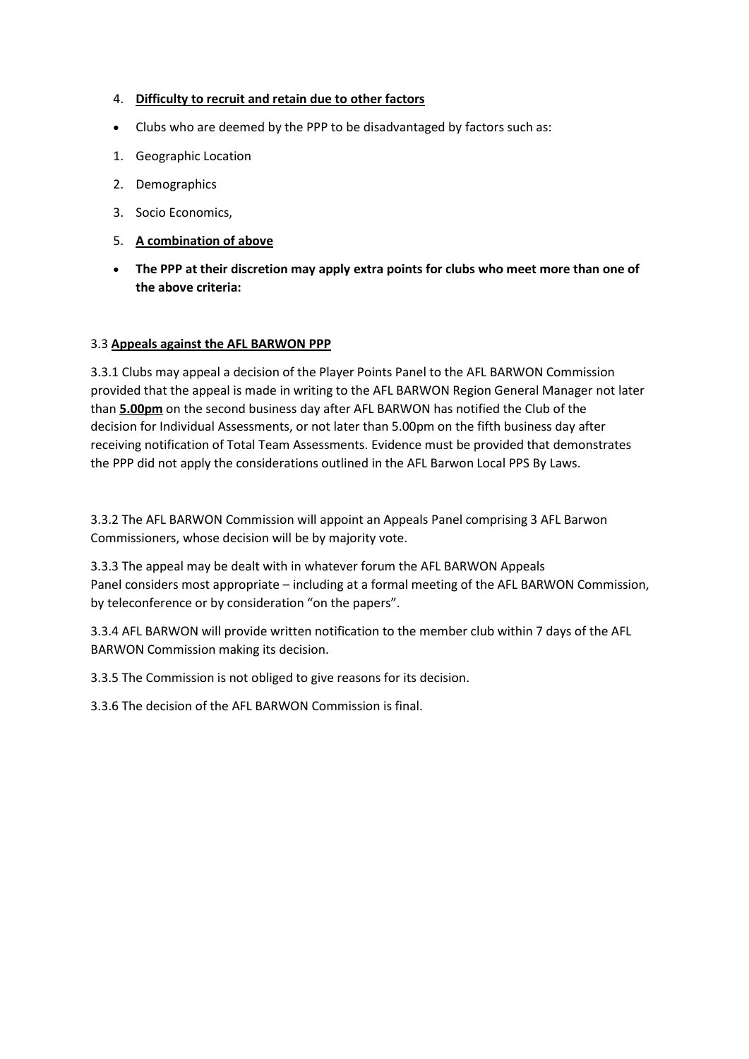4. **Difficulty to recruit and retain due to other factors**

- Clubs who are deemed by the PPP to be disadvantaged by factors such as:

1. Geographic Location
2. Demographics
3. Socio Economics,

5. **A combination of above**

- **The PPP at their discretion may apply extra points for clubs who meet more than one of the above criteria:**

3.3 **Appeals against the AFL BARWON PPP**

3.3.1 Clubs may appeal a decision of the Player Points Panel to the AFL BARWON Commission provided that the appeal is made in writing to the AFL BARWON Region General Manager not later than **5.00pm** on the second business day after AFL BARWON has notified the Club of the decision for Individual Assessments, or not later than 5.00pm on the fifth business day after receiving notification of Total Team Assessments. Evidence must be provided that demonstrates the PPP did not apply the considerations outlined in the AFL Barwon Local PPS By Laws.

3.3.2 The AFL BARWON Commission will appoint an Appeals Panel comprising 3 AFL Barwon Commissioners, whose decision will be by majority vote.

3.3.3 The appeal may be dealt with in whatever forum the AFL BARWON Appeals Panel considers most appropriate – including at a formal meeting of the AFL BARWON Commission, by teleconference or by consideration "on the papers".

3.3.4 AFL BARWON will provide written notification to the member club within 7 days of the AFL BARWON Commission making its decision.

3.3.5 The Commission is not obliged to give reasons for its decision.

3.3.6 The decision of the AFL BARWON Commission is final.